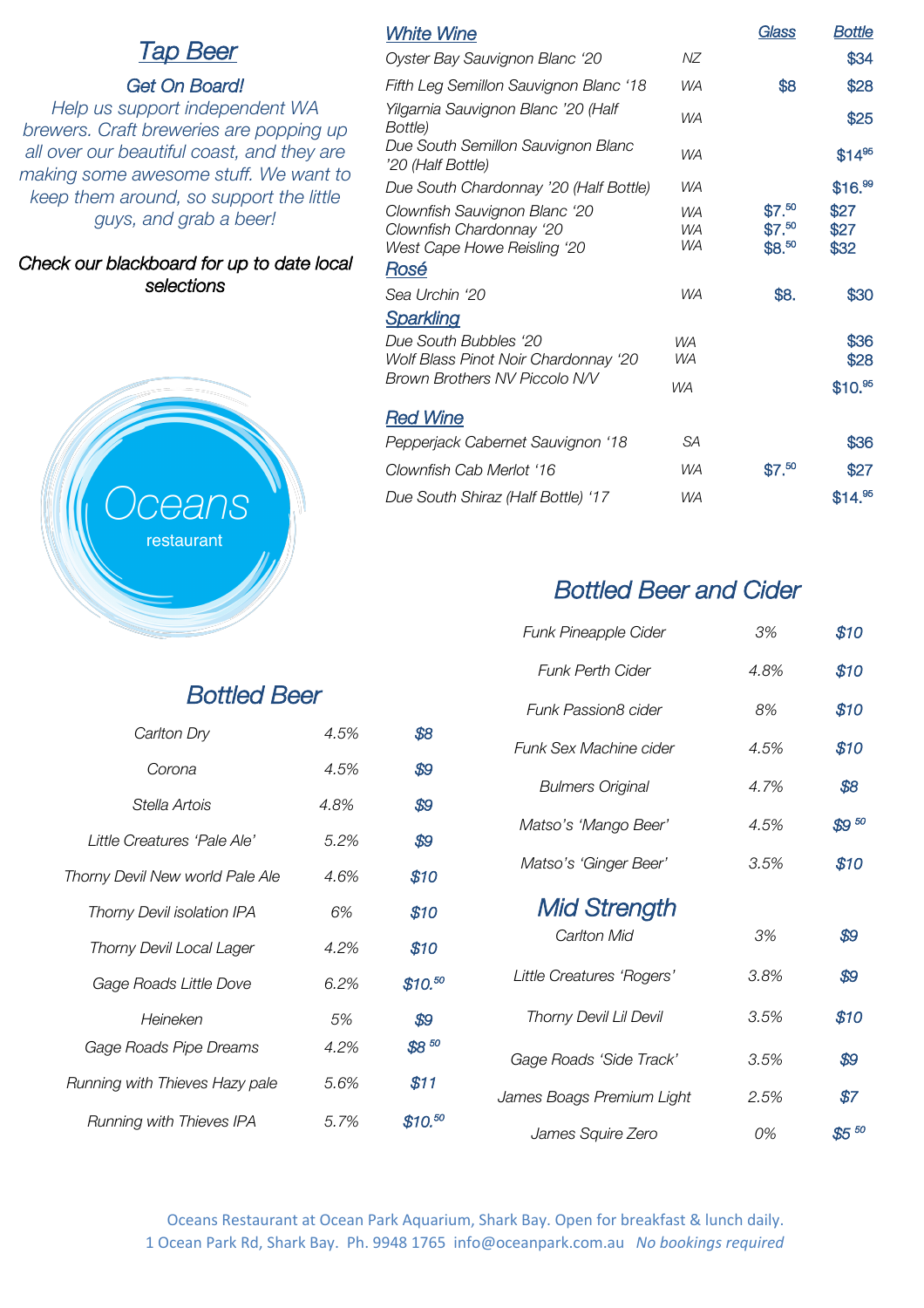## Tap Beer

*Get On Board!*
*Help us support independent WA brewers. Craft breweries are popping up all over our beautiful coast, and they are making some awesome stuff. We want to keep them around, so support the little guys, and grab a beer!*

*Check our blackboard for up to date local selections*

Oceans
restaurant

## Bottled Beer

| | | |
|---|---|---|
| Carlton Dry | 4.5% | $8 |
| Corona | 4.5% | $9 |
| Stella Artois | 4.8% | $9 |
| Little Creatures 'Pale Ale' | 5.2% | $9 |
| Thorny Devil New world Pale Ale | 4.6% | $10 |
| Thorny Devil isolation IPA | 6% | $10 |
| Thorny Devil Local Lager | 4.2% | $10 |
| Gage Roads Little Dove | 6.2% | $10.50 |
| Heineken | 5% | $9 |
| Gage Roads Pipe Dreams | 4.2% | $8 50 |
| Running with Thieves Hazy pale | 5.6% | $11 |
| Running with Thieves IPA | 5.7% | $10.50 |

## White Wine

| | | Glass | Bottle |
|---|---|---|---|
| Oyster Bay Sauvignon Blanc '20 | NZ | | $34 |
| Fifth Leg Semillon Sauvignon Blanc '18 | WA | $8 | $28 |
| Yilgarnia Sauvignon Blanc '20 (Half Bottle) | WA | | $25 |
| Due South Semillon Sauvignon Blanc '20 (Half Bottle) | WA | | $14.95 |
| Due South Chardonnay '20 (Half Bottle) | WA | | $16.99 |
| Clownfish Sauvignon Blanc '20 | WA | $7.50 | $27 |
| Clownfish Chardonnay '20 | WA | $7.50 | $27 |
| West Cape Howe Reisling '20 | WA | $8.50 | $32 |

## Rosé

| | | Glass | Bottle |
|---|---|---|---|
| Sea Urchin '20 | WA | $8. | $30 |

## Sparkling

| | | Glass | Bottle |
|---|---|---|---|
| Due South Bubbles '20 | WA | | $36 |
| Wolf Blass Pinot Noir Chardonnay '20 | WA | | $28 |
| Brown Brothers NV Piccolo N/V | WA | | $10.95 |

## Red Wine

| | | Glass | Bottle |
|---|---|---|---|
| Pepperjack Cabernet Sauvignon '18 | SA | | $36 |
| Clownfish Cab Merlot '16 | WA | $7.50 | $27 |
| Due South Shiraz (Half Bottle) '17 | WA | | $14.95 |

## Bottled Beer and Cider

| | | |
|---|---|---|
| Funk Pineapple Cider | 3% | $10 |
| Funk Perth Cider | 4.8% | $10 |
| Funk Passion8 cider | 8% | $10 |
| Funk Sex Machine cider | 4.5% | $10 |
| Bulmers Original | 4.7% | $8 |
| Matso's 'Mango Beer' | 4.5% | $9 50 |
| Matso's 'Ginger Beer' | 3.5% | $10 |

## Mid Strength

| | | |
|---|---|---|
| Carlton Mid | 3% | $9 |
| Little Creatures 'Rogers' | 3.8% | $9 |
| Thorny Devil Lil Devil | 3.5% | $10 |
| Gage Roads 'Side Track' | 3.5% | $9 |
| James Boags Premium Light | 2.5% | $7 |
| James Squire Zero | 0% | $5 50 |

Oceans Restaurant at Ocean Park Aquarium, Shark Bay. Open for breakfast & lunch daily.
1 Ocean Park Rd, Shark Bay. Ph. 9948 1765 info@oceanpark.com.au *No bookings required*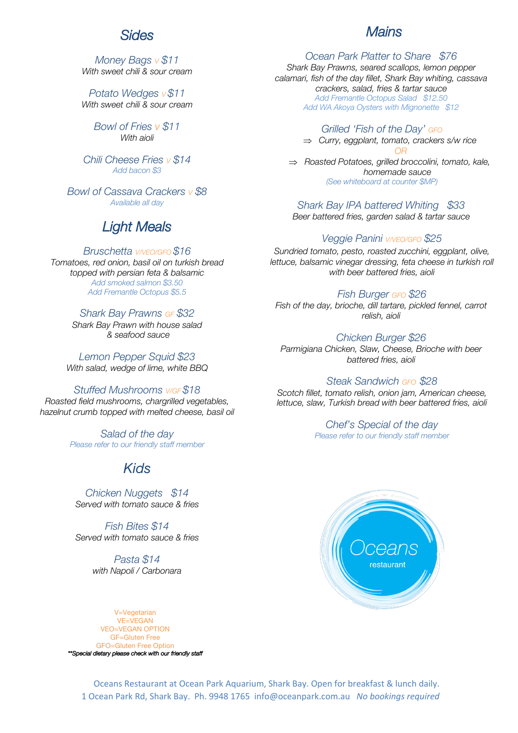## Sides

*Money Bags* *V* *$11*
With sweet chili & sour cream

*Potato Wedges* *V* *$11*
With sweet chili & sour cream

*Bowl of Fries* *V* *$11*
With aioli

*Chili Cheese Fries* *V* *$14*
*Add bacon $3*

*Bowl of Cassava Crackers* *V* *$8*
*Available all day*

## Light Meals

*Bruschetta* *V/VEO/GFO* *$16*
Tomatoes, red onion, basil oil on turkish bread topped with persian feta & balsamic
*Add smoked salmon $3.50*
*Add Fremantle Octopus $5.5*

*Shark Bay Prawns* *GF* *$32*
Shark Bay Prawn with house salad & seafood sauce

*Lemon Pepper Squid $23*
With salad, wedge of lime, white BBQ

*Stuffed Mushrooms* *V/GF* *$18*
Roasted field mushrooms, chargrilled vegetables, hazelnut crumb topped with melted cheese, basil oil

*Salad of the day*
*Please refer to our friendly staff member*

## Kids

*Chicken Nuggets $14*
Served with tomato sauce & fries

*Fish Bites $14*
Served with tomato sauce & fries

*Pasta $14*
with Napoli / Carbonara

V=Vegetarian
VE=VEGAN
VEO=VEGAN OPTION
GF=Gluten Free
GFO=Gluten Free Option
**Special dietary please check with our friendly staff

## Mains

*Ocean Park Platter to Share $76*
Shark Bay Prawns, seared scallops, lemon pepper calamari, fish of the day fillet, Shark Bay whiting, cassava crackers, salad, fries & tartar sauce
*Add Fremantle Octopus Salad $12.50*
*Add WA Akoya Oysters with Mignonette $12*

*Grilled 'Fish of the Day'* *GFO*
⇒ Curry, eggplant, tomato, crackers s/w rice
OR
⇒ Roasted Potatoes, grilled broccolini, tomato, kale, homemade sauce
*(See whiteboard at counter $MP)*

*Shark Bay IPA battered Whiting $33*
Beer battered fries, garden salad & tartar sauce

*Veggie Panini* *V/VEO/GFO* *$25*
Sundried tomato, pesto, roasted zucchini, eggplant, olive, lettuce, balsamic vinegar dressing, feta cheese in turkish roll with beer battered fries, aioli

*Fish Burger* *GFO* *$26*
Fish of the day, brioche, dill tartare, pickled fennel, carrot relish, aioli

*Chicken Burger $26*
Parmigiana Chicken, Slaw, Cheese, Brioche with beer battered fries, aioli

*Steak Sandwich* *GFO* *$28*
Scotch fillet, tomato relish, onion jam, American cheese, lettuce, slaw, Turkish bread with beer battered fries, aioli

*Chef's Special of the day*
*Please refer to our friendly staff member*

Oceans restaurant

Oceans Restaurant at Ocean Park Aquarium, Shark Bay. Open for breakfast & lunch daily.
1 Ocean Park Rd, Shark Bay. Ph. 9948 1765 info@oceanpark.com.au *No bookings required*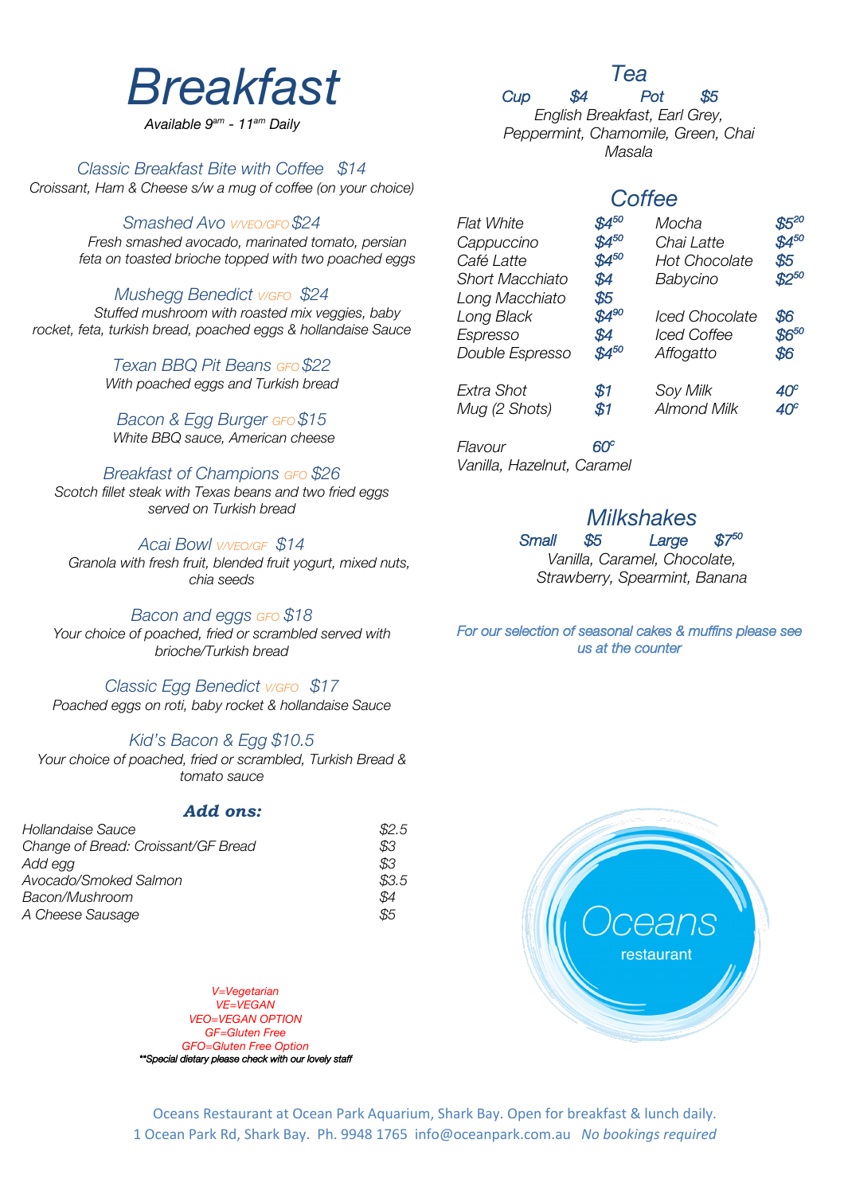# Breakfast

*Available 9am - 11am Daily*

**Classic Breakfast Bite with Coffee $14**
Croissant, Ham & Cheese s/w a mug of coffee (on your choice)

**Smashed Avo** V/VEO/GFO **$24**
Fresh smashed avocado, marinated tomato, persian feta on toasted brioche topped with two poached eggs

**Mushegg Benedict** V/GFO **$24**
Stuffed mushroom with roasted mix veggies, baby rocket, feta, turkish bread, poached eggs & hollandaise Sauce

**Texan BBQ Pit Beans** GFO **$22**
With poached eggs and Turkish bread

**Bacon & Egg Burger** GFO **$15**
White BBQ sauce, American cheese

**Breakfast of Champions** GFO **$26**
Scotch fillet steak with Texas beans and two fried eggs served on Turkish bread

**Acai Bowl** V/VEO/GF **$14**
Granola with fresh fruit, blended fruit yogurt, mixed nuts, chia seeds

**Bacon and eggs** GFO **$18**
Your choice of poached, fried or scrambled served with brioche/Turkish bread

**Classic Egg Benedict** V/GFO **$17**
Poached eggs on roti, baby rocket & hollandaise Sauce

**Kid's Bacon & Egg $10.5**
Your choice of poached, fried or scrambled, Turkish Bread & tomato sauce

## Add ons:

| | |
|---|---|
| Hollandaise Sauce | $2.5 |
| Change of Bread: Croissant/GF Bread | $3 |
| Add egg | $3 |
| Avocado/Smoked Salmon | $3.5 |
| Bacon/Mushroom | $4 |
| A Cheese Sausage | $5 |

V=Vegetarian
VE=VEGAN
VEO=VEGAN OPTION
GF=Gluten Free
GFO=Gluten Free Option
**Special dietary please check with our lovely staff

## Tea

Cup $4 Pot $5

English Breakfast, Earl Grey, Peppermint, Chamomile, Green, Chai Masala

## Coffee

| | | | |
|---|---|---|---|
| Flat White | $4.50 | Mocha | $5.20 |
| Cappuccino | $4.50 | Chai Latte | $4.50 |
| Café Latte | $4.50 | Hot Chocolate | $5 |
| Short Macchiato | $4 | Babycino | $2.50 |
| Long Macchiato | $5 | | |
| Long Black | $4.90 | Iced Chocolate | $6 |
| Espresso | $4 | Iced Coffee | $6.50 |
| Double Espresso | $4.50 | Affogatto | $6 |
| Extra Shot | $1 | Soy Milk | 40c |
| Mug (2 Shots) | $1 | Almond Milk | 40c |

Flavour 60c
Vanilla, Hazelnut, Caramel

## Milkshakes

Small $5 Large $7.50

Vanilla, Caramel, Chocolate, Strawberry, Spearmint, Banana

*For our selection of seasonal cakes & muffins please see us at the counter*

Oceans restaurant

Oceans Restaurant at Ocean Park Aquarium, Shark Bay. Open for breakfast & lunch daily.
1 Ocean Park Rd, Shark Bay. Ph. 9948 1765 info@oceanpark.com.au *No bookings required*